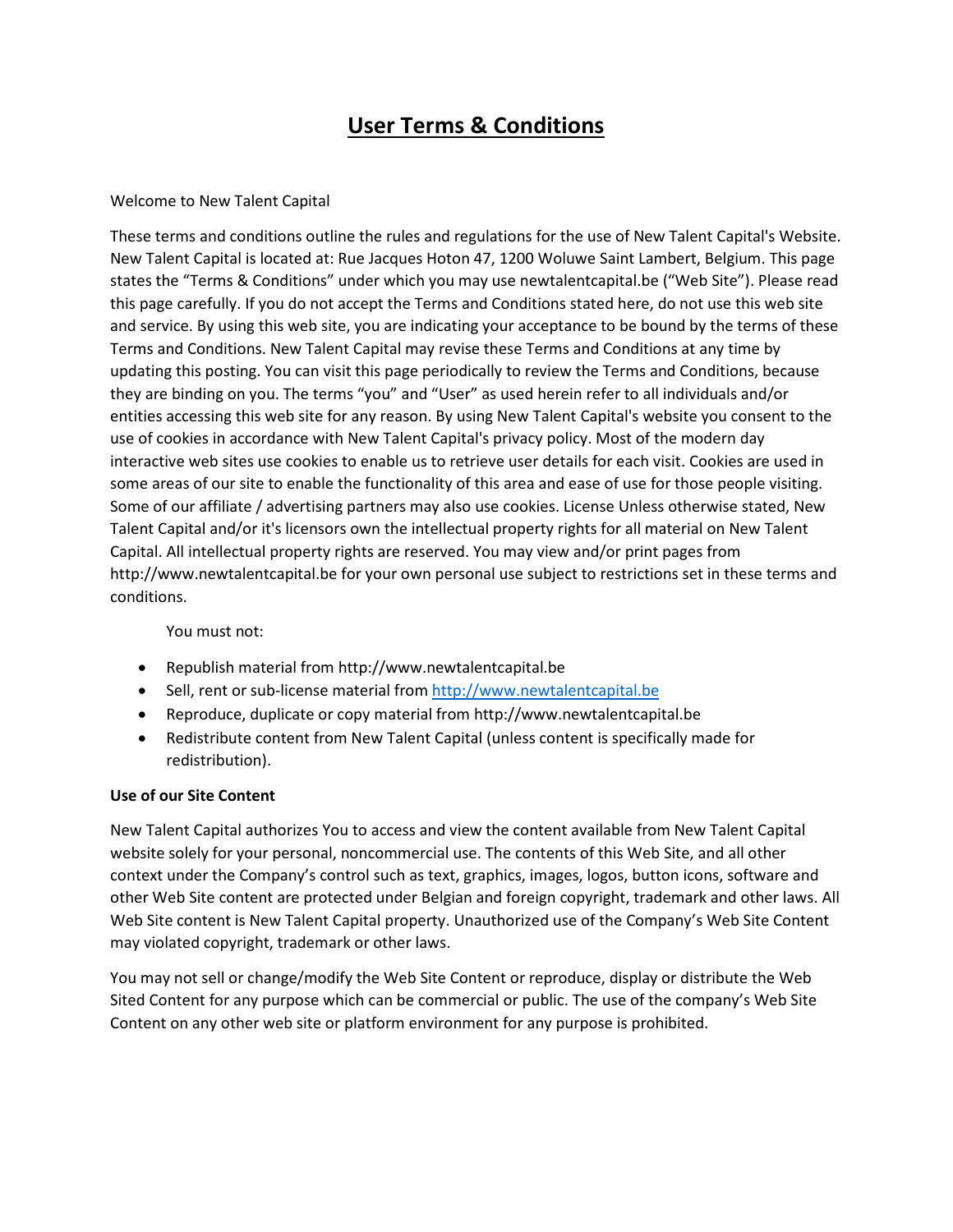# User Terms & Conditions

Welcome to New Talent Capital

These terms and conditions outline the rules and regulations for the use of New Talent Capital's Website. New Talent Capital is located at: Rue Jacques Hoton 47, 1200 Woluwe Saint Lambert, Belgium. This page states the “Terms & Conditions” under which you may use newtalentcapital.be (“Web Site”). Please read this page carefully. If you do not accept the Terms and Conditions stated here, do not use this web site and service. By using this web site, you are indicating your acceptance to be bound by the terms of these Terms and Conditions. New Talent Capital may revise these Terms and Conditions at any time by updating this posting. You can visit this page periodically to review the Terms and Conditions, because they are binding on you. The terms “you” and “User” as used herein refer to all individuals and/or entities accessing this web site for any reason. By using New Talent Capital's website you consent to the use of cookies in accordance with New Talent Capital's privacy policy. Most of the modern day interactive web sites use cookies to enable us to retrieve user details for each visit. Cookies are used in some areas of our site to enable the functionality of this area and ease of use for those people visiting. Some of our affiliate / advertising partners may also use cookies. License Unless otherwise stated, New Talent Capital and/or it's licensors own the intellectual property rights for all material on New Talent Capital. All intellectual property rights are reserved. You may view and/or print pages from http://www.newtalentcapital.be for your own personal use subject to restrictions set in these terms and conditions.

You must not:

- Republish material from http://www.newtalentcapital.be
- Sell, rent or sub-license material from http://www.newtalentcapital.be
- Reproduce, duplicate or copy material from http://www.newtalentcapital.be
- Redistribute content from New Talent Capital (unless content is specifically made for redistribution).

**Use of our Site Content**

New Talent Capital authorizes You to access and view the content available from New Talent Capital website solely for your personal, noncommercial use. The contents of this Web Site, and all other context under the Company’s control such as text, graphics, images, logos, button icons, software and other Web Site content are protected under Belgian and foreign copyright, trademark and other laws. All Web Site content is New Talent Capital property. Unauthorized use of the Company’s Web Site Content may violated copyright, trademark or other laws.

You may not sell or change/modify the Web Site Content or reproduce, display or distribute the Web Sited Content for any purpose which can be commercial or public. The use of the company’s Web Site Content on any other web site or platform environment for any purpose is prohibited.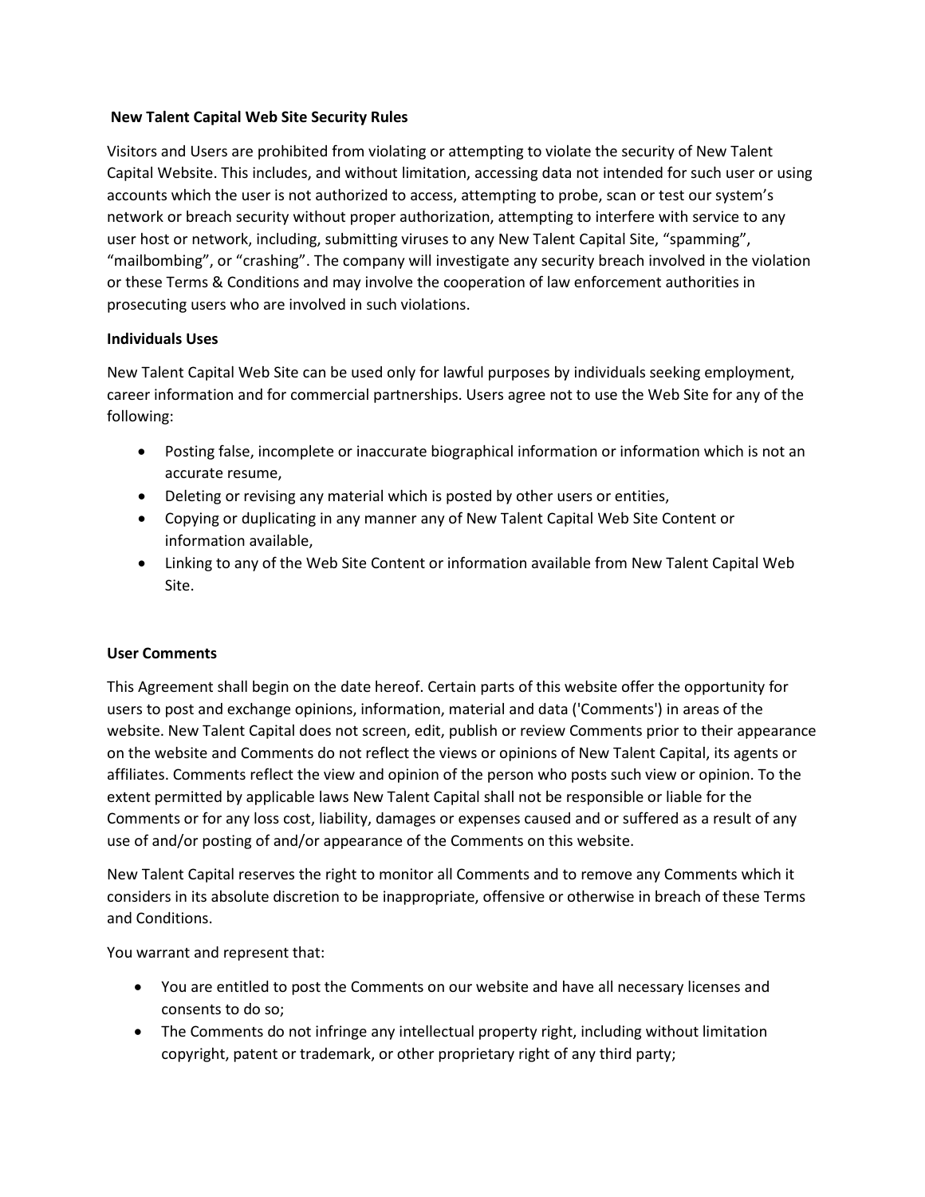## New Talent Capital Web Site Security Rules

Visitors and Users are prohibited from violating or attempting to violate the security of New Talent Capital Website. This includes, and without limitation, accessing data not intended for such user or using accounts which the user is not authorized to access, attempting to probe, scan or test our system's network or breach security without proper authorization, attempting to interfere with service to any user host or network, including, submitting viruses to any New Talent Capital Site, "spamming", "mailbombing", or "crashing". The company will investigate any security breach involved in the violation or these Terms & Conditions and may involve the cooperation of law enforcement authorities in prosecuting users who are involved in such violations.

## Individuals Uses

New Talent Capital Web Site can be used only for lawful purposes by individuals seeking employment, career information and for commercial partnerships. Users agree not to use the Web Site for any of the following:

- Posting false, incomplete or inaccurate biographical information or information which is not an accurate resume,
- Deleting or revising any material which is posted by other users or entities,
- Copying or duplicating in any manner any of New Talent Capital Web Site Content or information available,
- Linking to any of the Web Site Content or information available from New Talent Capital Web Site.

## User Comments

This Agreement shall begin on the date hereof. Certain parts of this website offer the opportunity for users to post and exchange opinions, information, material and data ('Comments') in areas of the website. New Talent Capital does not screen, edit, publish or review Comments prior to their appearance on the website and Comments do not reflect the views or opinions of New Talent Capital, its agents or affiliates. Comments reflect the view and opinion of the person who posts such view or opinion. To the extent permitted by applicable laws New Talent Capital shall not be responsible or liable for the Comments or for any loss cost, liability, damages or expenses caused and or suffered as a result of any use of and/or posting of and/or appearance of the Comments on this website.

New Talent Capital reserves the right to monitor all Comments and to remove any Comments which it considers in its absolute discretion to be inappropriate, offensive or otherwise in breach of these Terms and Conditions.

You warrant and represent that:

- You are entitled to post the Comments on our website and have all necessary licenses and consents to do so;
- The Comments do not infringe any intellectual property right, including without limitation copyright, patent or trademark, or other proprietary right of any third party;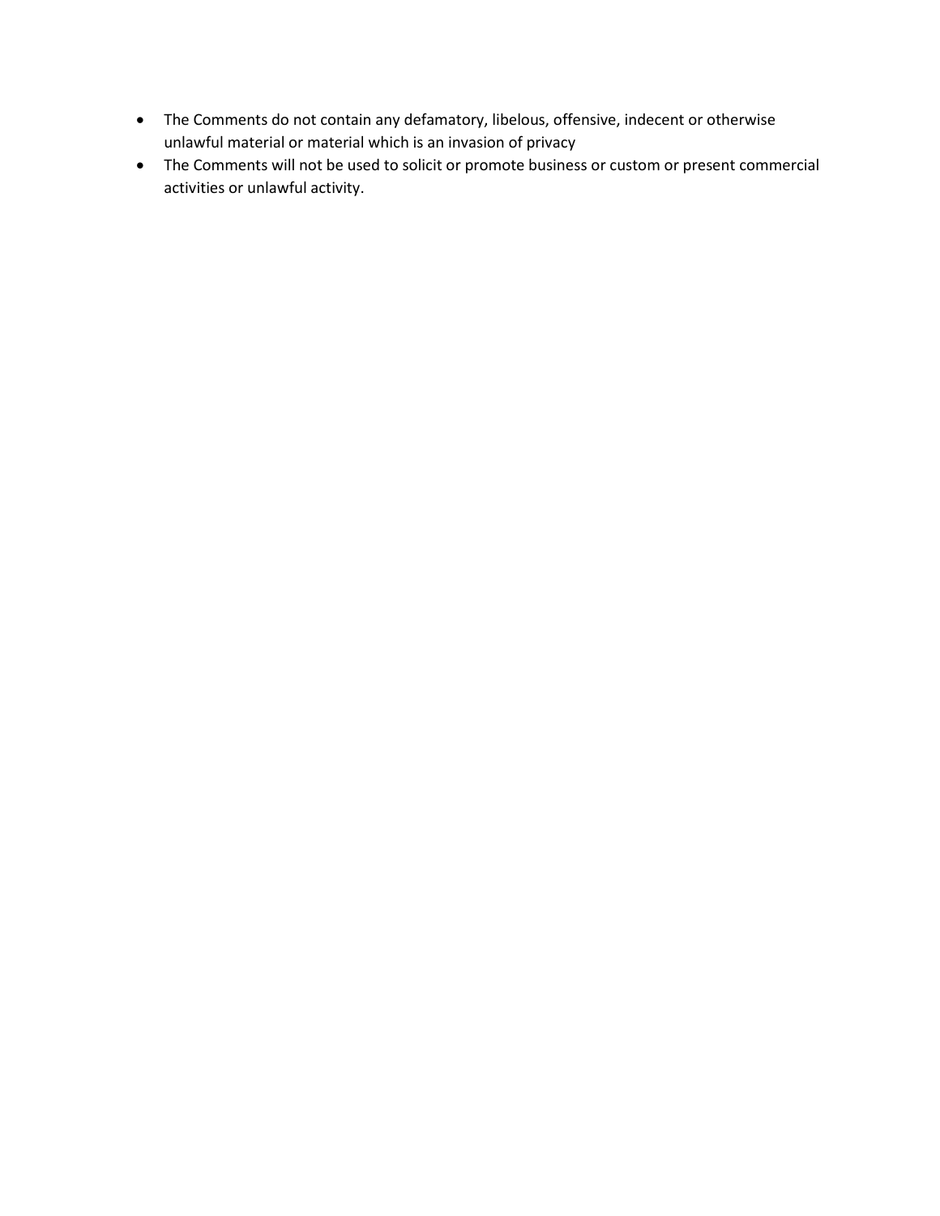- The Comments do not contain any defamatory, libelous, offensive, indecent or otherwise unlawful material or material which is an invasion of privacy
- The Comments will not be used to solicit or promote business or custom or present commercial activities or unlawful activity.